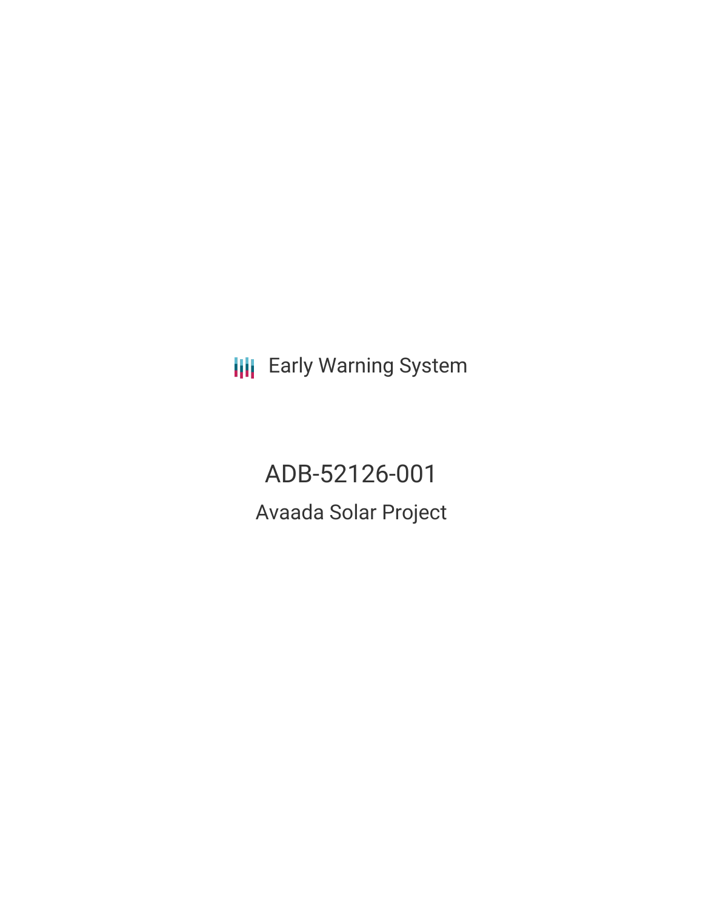Early Warning System

# ADB-52126-001

## Avaada Solar Project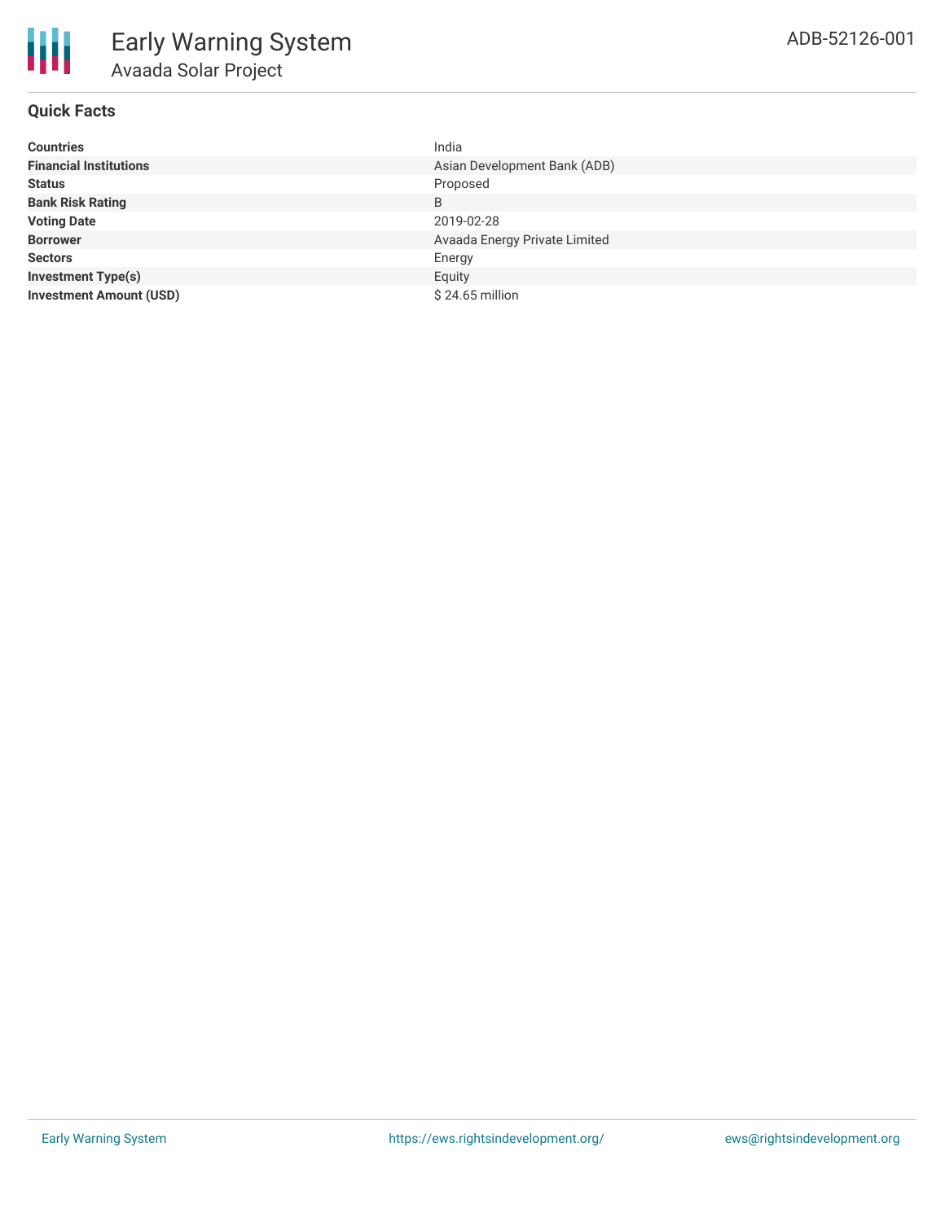# Early Warning System

## Avaada Solar Project

ADB-52126-001

### Quick Facts

| | |
|---|---|
| **Countries** | India |
| **Financial Institutions** | Asian Development Bank (ADB) |
| **Status** | Proposed |
| **Bank Risk Rating** | B |
| **Voting Date** | 2019-02-28 |
| **Borrower** | Avaada Energy Private Limited |
| **Sectors** | Energy |
| **Investment Type(s)** | Equity |
| **Investment Amount (USD)** | $ 24.65 million |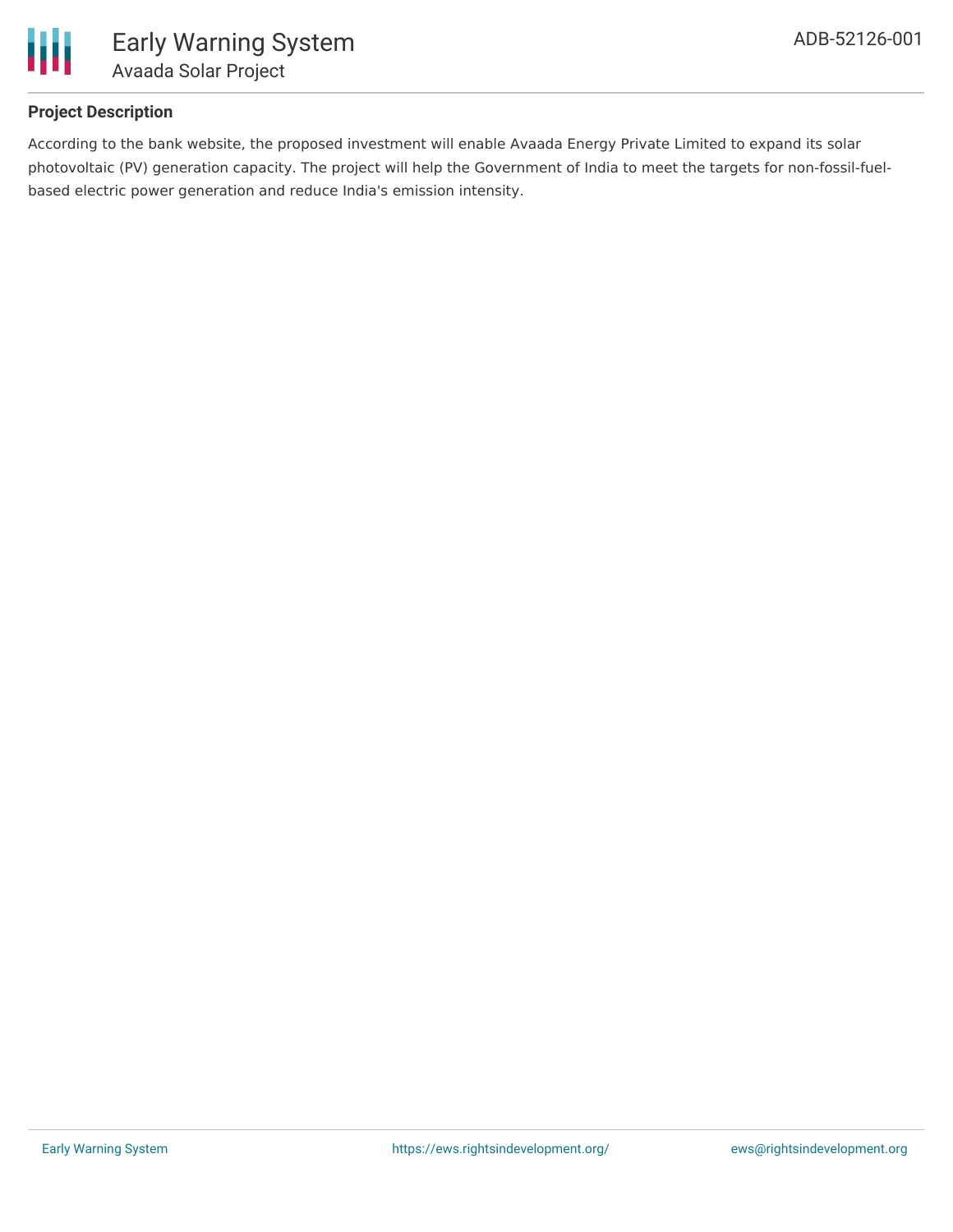## Project Description

According to the bank website, the proposed investment will enable Avaada Energy Private Limited to expand its solar photovoltaic (PV) generation capacity. The project will help the Government of India to meet the targets for non-fossil-fuel-based electric power generation and reduce India's emission intensity.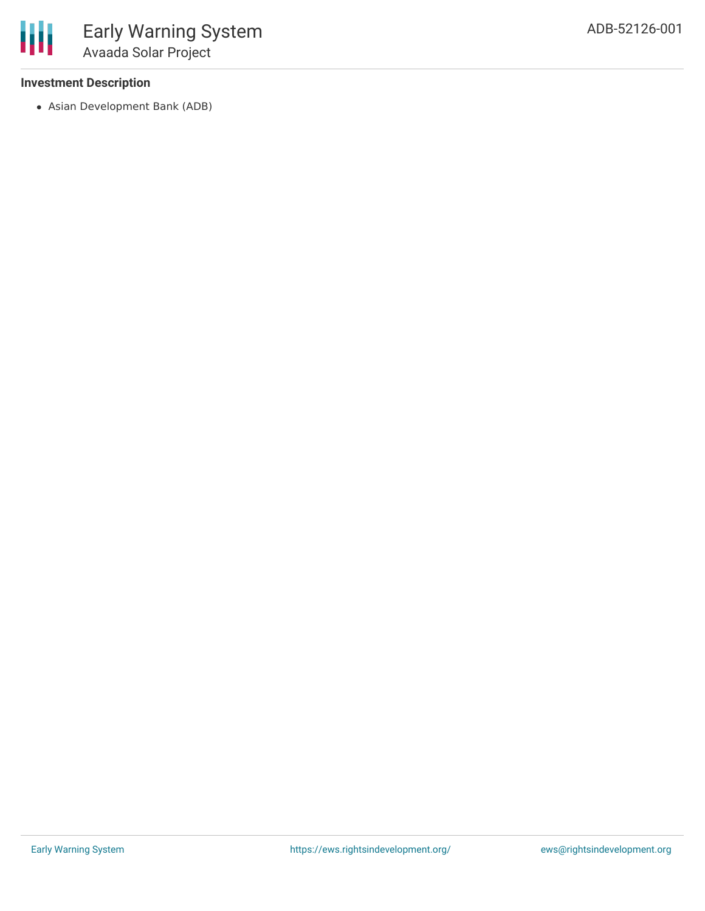**Investment Description**

- Asian Development Bank (ADB)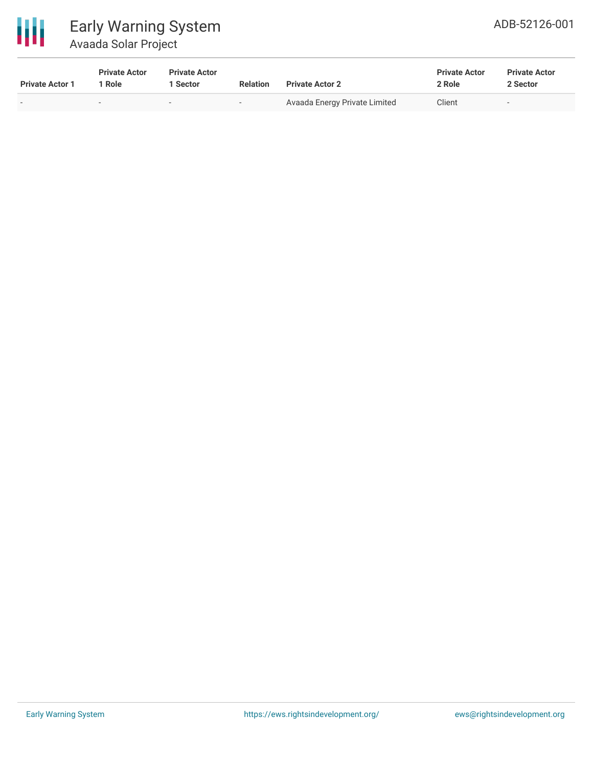| Private Actor 1 | Private Actor 1 Role | Private Actor 1 Sector | Relation | Private Actor 2 | Private Actor 2 Role | Private Actor 2 Sector |
|---|---|---|---|---|---|---|
| - | - | - | - | Avaada Energy Private Limited | Client | - |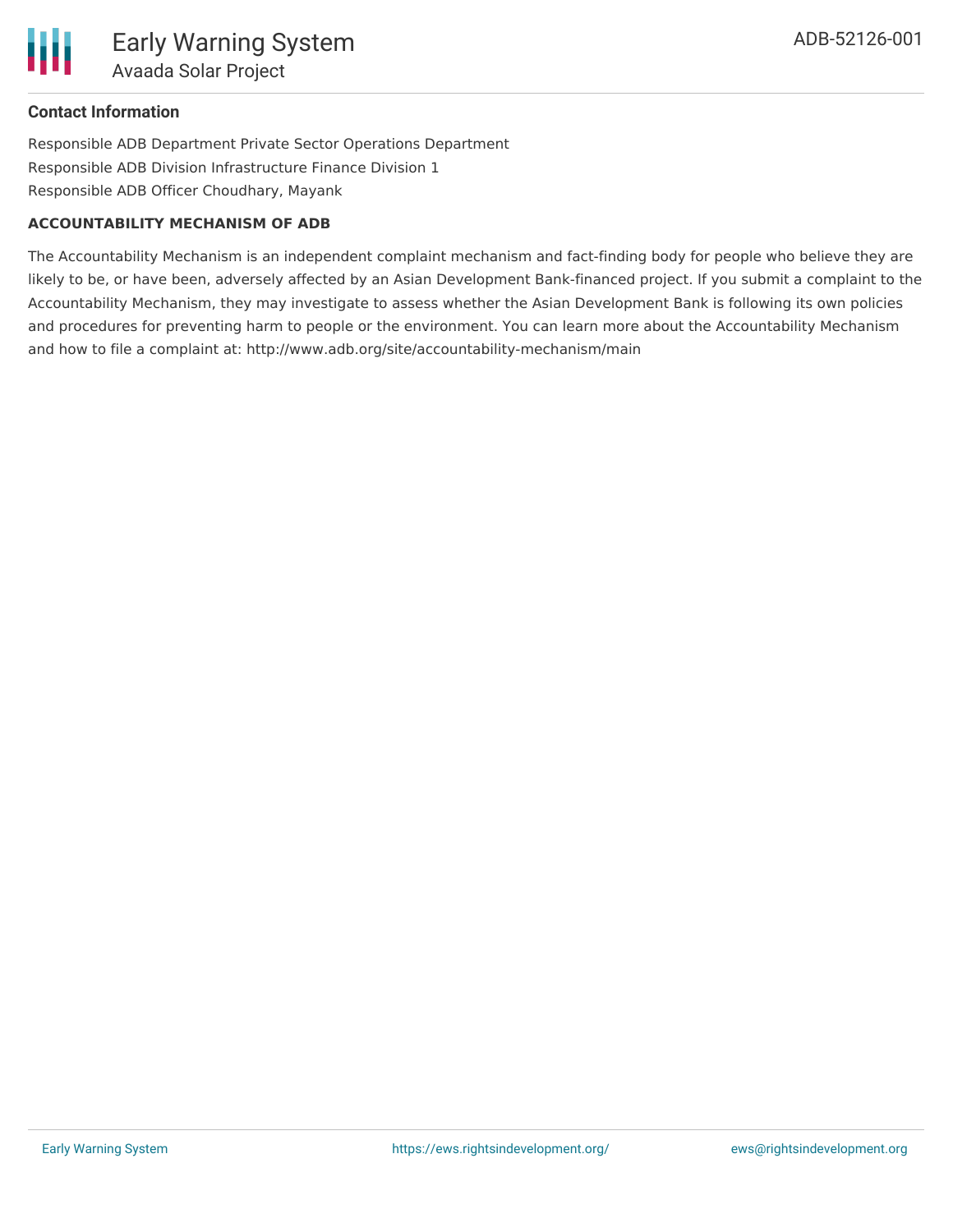## Contact Information

Responsible ADB Department Private Sector Operations Department

Responsible ADB Division Infrastructure Finance Division 1

Responsible ADB Officer Choudhary, Mayank

### ACCOUNTABILITY MECHANISM OF ADB

The Accountability Mechanism is an independent complaint mechanism and fact-finding body for people who believe they are likely to be, or have been, adversely affected by an Asian Development Bank-financed project. If you submit a complaint to the Accountability Mechanism, they may investigate to assess whether the Asian Development Bank is following its own policies and procedures for preventing harm to people or the environment. You can learn more about the Accountability Mechanism and how to file a complaint at: http://www.adb.org/site/accountability-mechanism/main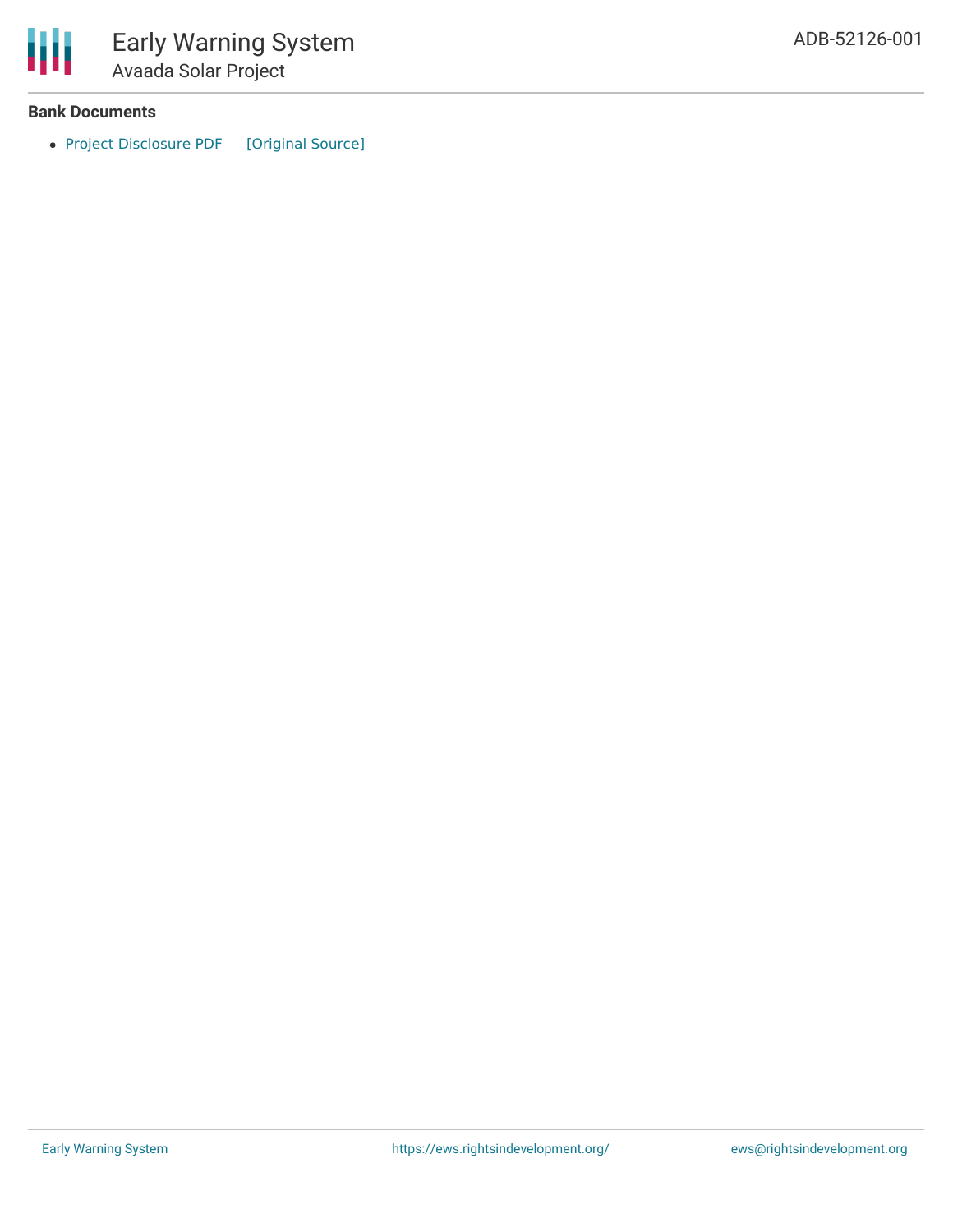### Bank Documents

- Project Disclosure PDF [Original Source]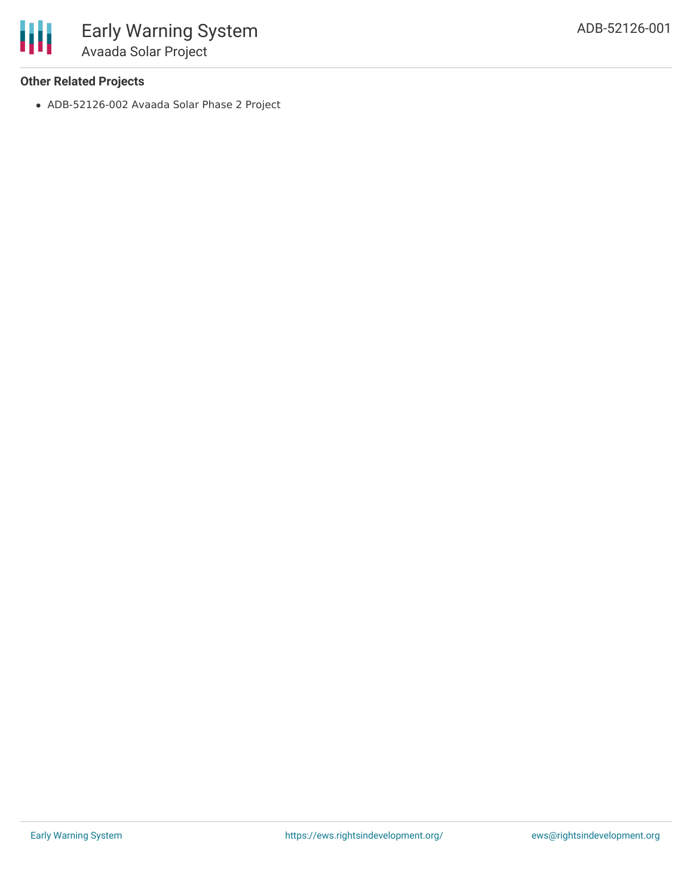### Other Related Projects

- ADB-52126-002 Avaada Solar Phase 2 Project